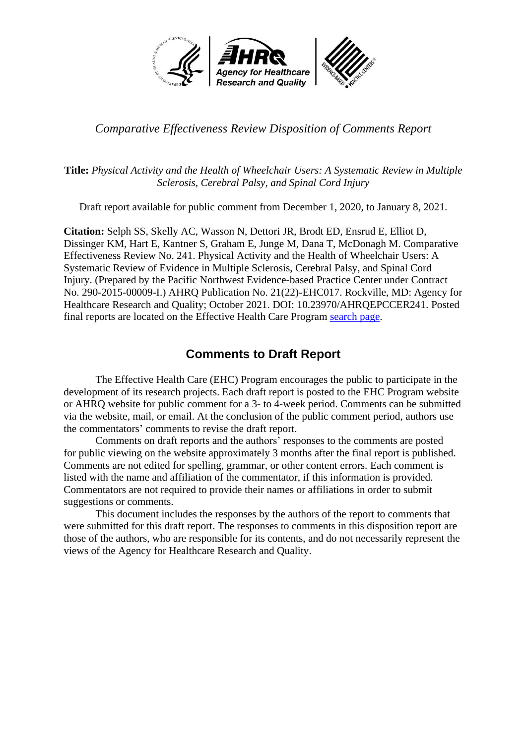*Comparative Effectiveness Review Disposition of Comments Report*

**Title:** *Physical Activity and the Health of Wheelchair Users: A Systematic Review in Multiple Sclerosis, Cerebral Palsy, and Spinal Cord Injury*

Draft report available for public comment from December 1, 2020, to January 8, 2021.

**Citation:** Selph SS, Skelly AC, Wasson N, Dettori JR, Brodt ED, Ensrud E, Elliot D, Dissinger KM, Hart E, Kantner S, Graham E, Junge M, Dana T, McDonagh M. Comparative Effectiveness Review No. 241. Physical Activity and the Health of Wheelchair Users: A Systematic Review of Evidence in Multiple Sclerosis, Cerebral Palsy, and Spinal Cord Injury. (Prepared by the Pacific Northwest Evidence-based Practice Center under Contract No. 290-2015-00009-I.) AHRQ Publication No. 21(22)-EHC017. Rockville, MD: Agency for Healthcare Research and Quality; October 2021. DOI: 10.23970/AHRQEPCCER241. Posted final reports are located on the Effective Health Care Program search page.

## Comments to Draft Report

The Effective Health Care (EHC) Program encourages the public to participate in the development of its research projects. Each draft report is posted to the EHC Program website or AHRQ website for public comment for a 3- to 4-week period. Comments can be submitted via the website, mail, or email. At the conclusion of the public comment period, authors use the commentators' comments to revise the draft report.

Comments on draft reports and the authors' responses to the comments are posted for public viewing on the website approximately 3 months after the final report is published. Comments are not edited for spelling, grammar, or other content errors. Each comment is listed with the name and affiliation of the commentator, if this information is provided. Commentators are not required to provide their names or affiliations in order to submit suggestions or comments.

This document includes the responses by the authors of the report to comments that were submitted for this draft report. The responses to comments in this disposition report are those of the authors, who are responsible for its contents, and do not necessarily represent the views of the Agency for Healthcare Research and Quality.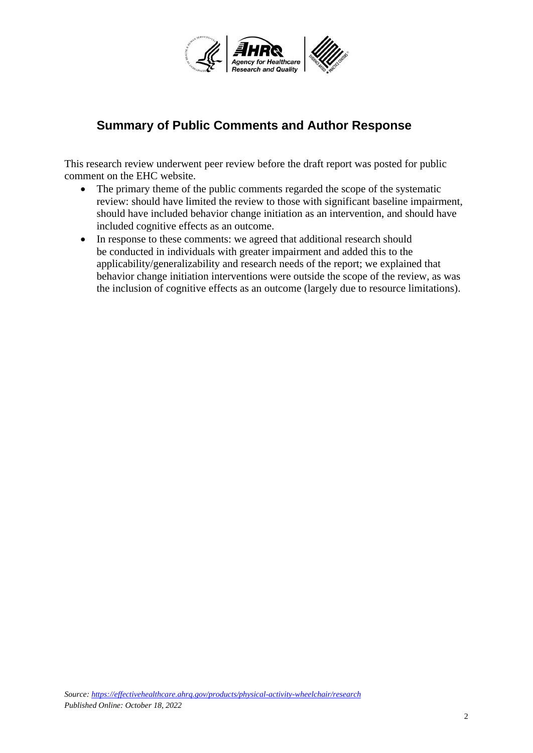## Summary of Public Comments and Author Response

This research review underwent peer review before the draft report was posted for public comment on the EHC website.

- The primary theme of the public comments regarded the scope of the systematic review: should have limited the review to those with significant baseline impairment, should have included behavior change initiation as an intervention, and should have included cognitive effects as an outcome.
- In response to these comments: we agreed that additional research should be conducted in individuals with greater impairment and added this to the applicability/generalizability and research needs of the report; we explained that behavior change initiation interventions were outside the scope of the review, as was the inclusion of cognitive effects as an outcome (largely due to resource limitations).

*Source: https://effectivehealthcare.ahrq.gov/products/physical-activity-wheelchair/research*
*Published Online: October 18, 2022*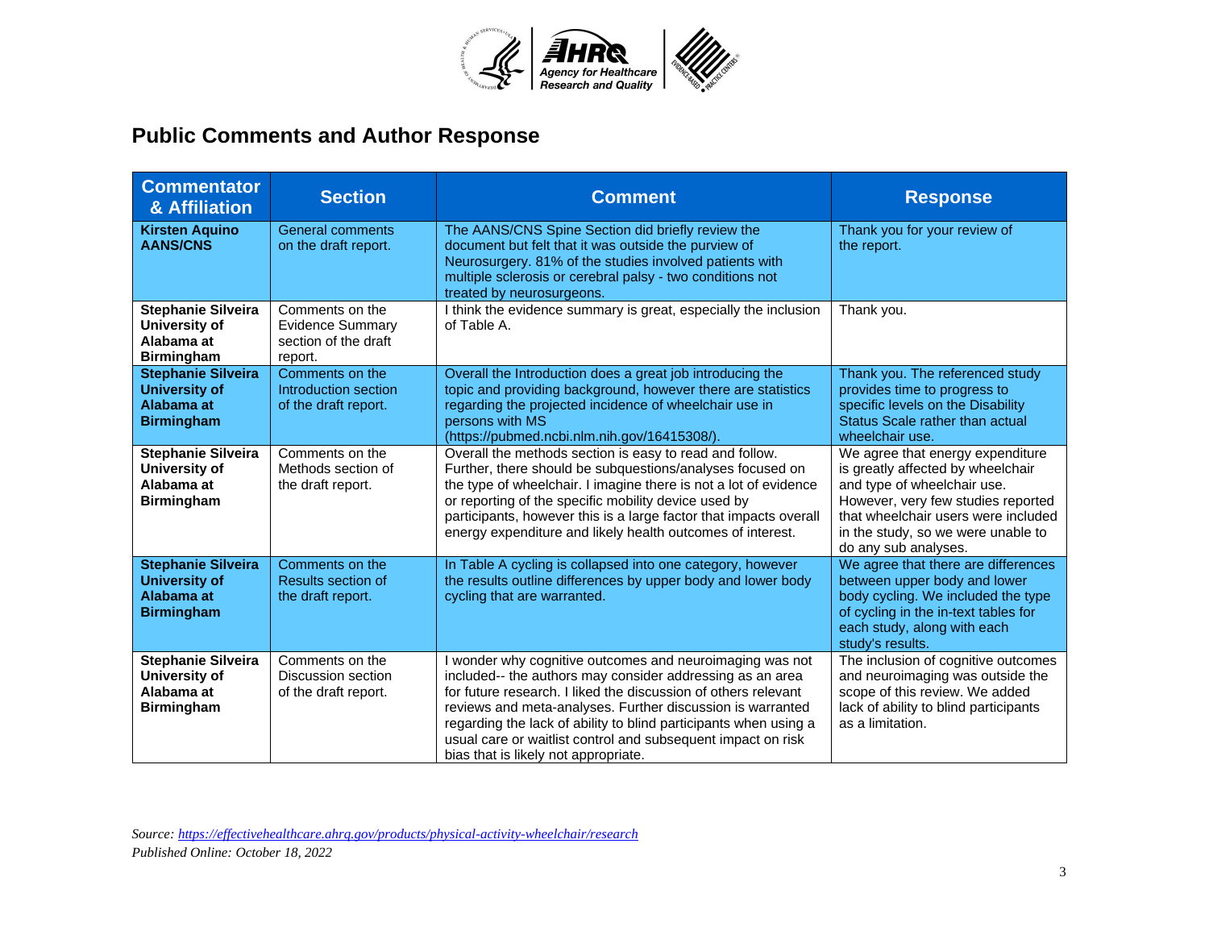## Public Comments and Author Response

| Commentator & Affiliation | Section | Comment | Response |
|---|---|---|---|
| **Kirsten Aquino AANS/CNS** | General comments on the draft report. | The AANS/CNS Spine Section did briefly review the document but felt that it was outside the purview of Neurosurgery. 81% of the studies involved patients with multiple sclerosis or cerebral palsy - two conditions not treated by neurosurgeons. | Thank you for your review of the report. |
| **Stephanie Silveira University of Alabama at Birmingham** | Comments on the Evidence Summary section of the draft report. | I think the evidence summary is great, especially the inclusion of Table A. | Thank you. |
| **Stephanie Silveira University of Alabama at Birmingham** | Comments on the Introduction section of the draft report. | Overall the Introduction does a great job introducing the topic and providing background, however there are statistics regarding the projected incidence of wheelchair use in persons with MS (https://pubmed.ncbi.nlm.nih.gov/16415308/). | Thank you. The referenced study provides time to progress to specific levels on the Disability Status Scale rather than actual wheelchair use. |
| **Stephanie Silveira University of Alabama at Birmingham** | Comments on the Methods section of the draft report. | Overall the methods section is easy to read and follow. Further, there should be subquestions/analyses focused on the type of wheelchair. I imagine there is not a lot of evidence or reporting of the specific mobility device used by participants, however this is a large factor that impacts overall energy expenditure and likely health outcomes of interest. | We agree that energy expenditure is greatly affected by wheelchair and type of wheelchair use. However, very few studies reported that wheelchair users were included in the study, so we were unable to do any sub analyses. |
| **Stephanie Silveira University of Alabama at Birmingham** | Comments on the Results section of the draft report. | In Table A cycling is collapsed into one category, however the results outline differences by upper body and lower body cycling that are warranted. | We agree that there are differences between upper body and lower body cycling. We included the type of cycling in the in-text tables for each study, along with each study's results. |
| **Stephanie Silveira University of Alabama at Birmingham** | Comments on the Discussion section of the draft report. | I wonder why cognitive outcomes and neuroimaging was not included-- the authors may consider addressing as an area for future research. I liked the discussion of others relevant reviews and meta-analyses. Further discussion is warranted regarding the lack of ability to blind participants when using a usual care or waitlist control and subsequent impact on risk bias that is likely not appropriate. | The inclusion of cognitive outcomes and neuroimaging was outside the scope of this review. We added lack of ability to blind participants as a limitation. |

*Source: https://effectivehealthcare.ahrq.gov/products/physical-activity-wheelchair/research*
*Published Online: October 18, 2022*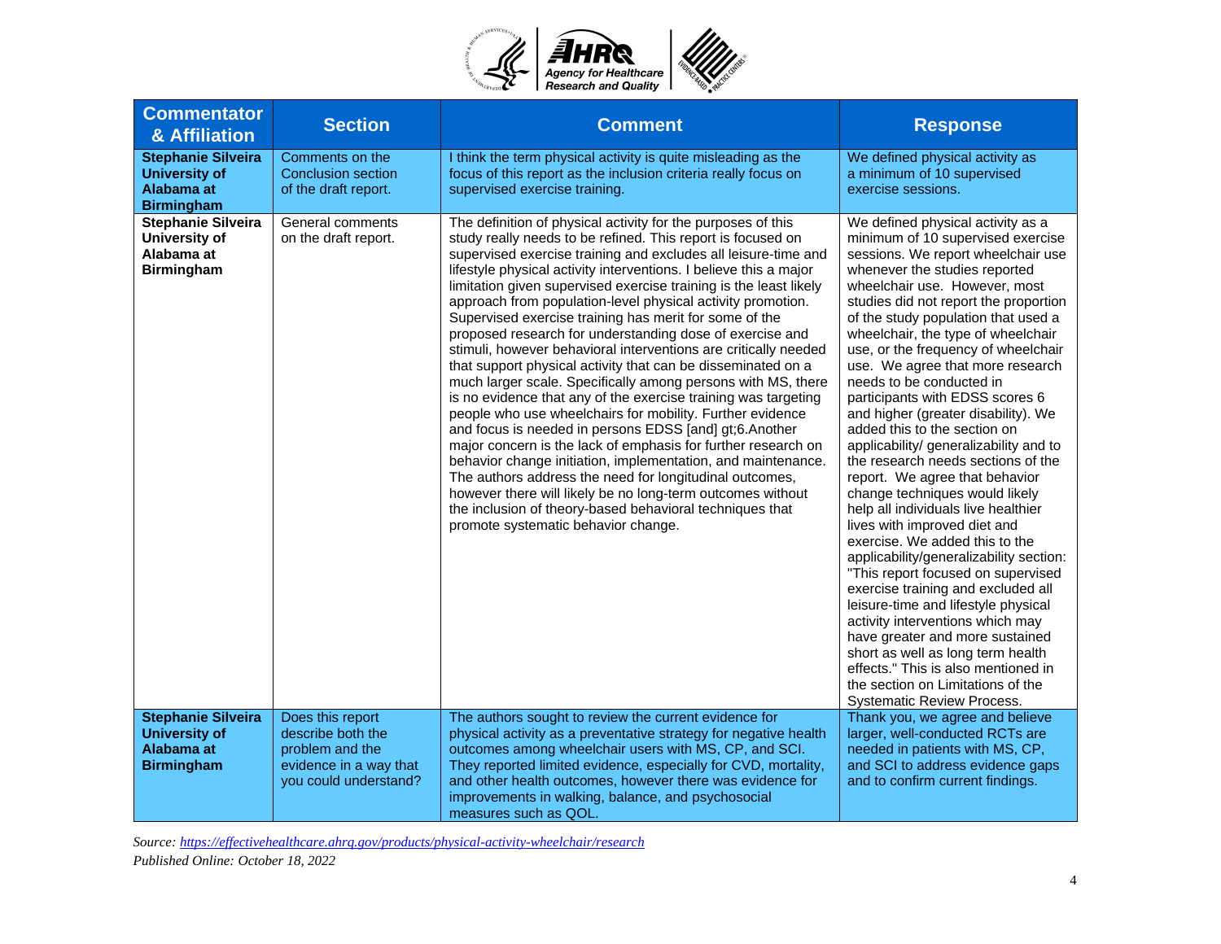| Commentator & Affiliation | Section | Comment | Response |
|---|---|---|---|
| **Stephanie Silveira University of Alabama at Birmingham** | Comments on the Conclusion section of the draft report. | I think the term physical activity is quite misleading as the focus of this report as the inclusion criteria really focus on supervised exercise training. | We defined physical activity as a minimum of 10 supervised exercise sessions. |
| **Stephanie Silveira University of Alabama at Birmingham** | General comments on the draft report. | The definition of physical activity for the purposes of this study really needs to be refined. This report is focused on supervised exercise training and excludes all leisure-time and lifestyle physical activity interventions. I believe this a major limitation given supervised exercise training is the least likely approach from population-level physical activity promotion. Supervised exercise training has merit for some of the proposed research for understanding dose of exercise and stimuli, however behavioral interventions are critically needed that support physical activity that can be disseminated on a much larger scale. Specifically among persons with MS, there is no evidence that any of the exercise training was targeting people who use wheelchairs for mobility. Further evidence and focus is needed in persons EDSS [and] gt;6.Another major concern is the lack of emphasis for further research on behavior change initiation, implementation, and maintenance. The authors address the need for longitudinal outcomes, however there will likely be no long-term outcomes without the inclusion of theory-based behavioral techniques that promote systematic behavior change. | We defined physical activity as a minimum of 10 supervised exercise sessions. We report wheelchair use whenever the studies reported wheelchair use. However, most studies did not report the proportion of the study population that used a wheelchair, the type of wheelchair use, or the frequency of wheelchair use. We agree that more research needs to be conducted in participants with EDSS scores 6 and higher (greater disability). We added this to the section on applicability/ generalizability and to the research needs sections of the report. We agree that behavior change techniques would likely help all individuals live healthier lives with improved diet and exercise. We added this to the applicability/generalizability section: "This report focused on supervised exercise training and excluded all leisure-time and lifestyle physical activity interventions which may have greater and more sustained short as well as long term health effects." This is also mentioned in the section on Limitations of the Systematic Review Process. |
| **Stephanie Silveira University of Alabama at Birmingham** | Does this report describe both the problem and the evidence in a way that you could understand? | The authors sought to review the current evidence for physical activity as a preventative strategy for negative health outcomes among wheelchair users with MS, CP, and SCI. They reported limited evidence, especially for CVD, mortality, and other health outcomes, however there was evidence for improvements in walking, balance, and psychosocial measures such as QOL. | Thank you, we agree and believe larger, well-conducted RCTs are needed in patients with MS, CP, and SCI to address evidence gaps and to confirm current findings. |

*Source: https://effectivehealthcare.ahrq.gov/products/physical-activity-wheelchair/research*
*Published Online: October 18, 2022*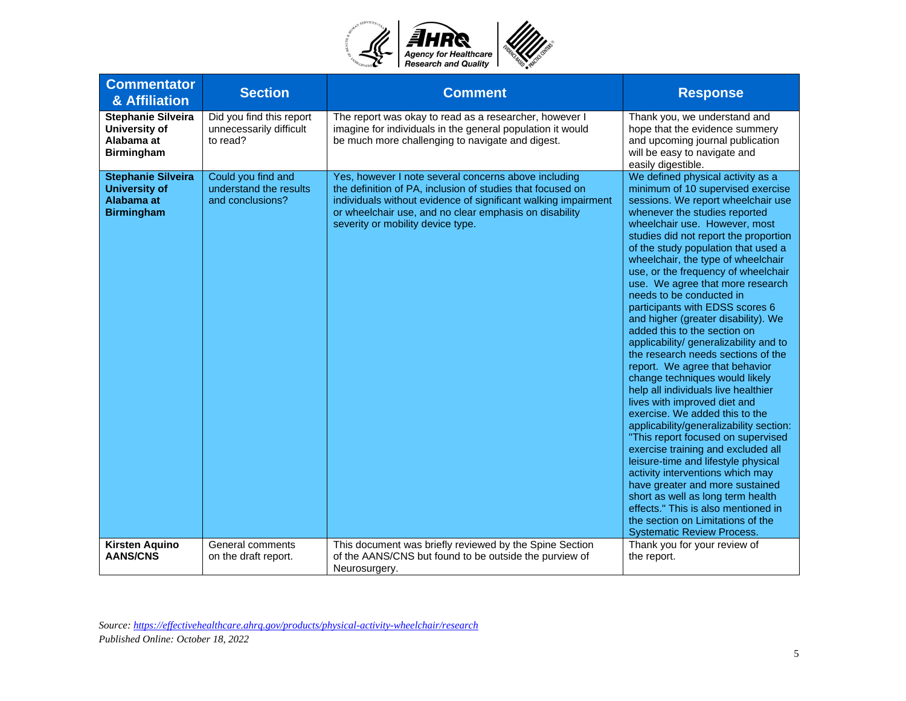| Commentator & Affiliation | Section | Comment | Response |
|---|---|---|---|
| **Stephanie Silveira University of Alabama at Birmingham** | Did you find this report unnecessarily difficult to read? | The report was okay to read as a researcher, however I imagine for individuals in the general population it would be much more challenging to navigate and digest. | Thank you, we understand and hope that the evidence summery and upcoming journal publication will be easy to navigate and easily digestible. |
| **Stephanie Silveira University of Alabama at Birmingham** | Could you find and understand the results and conclusions? | Yes, however I note several concerns above including the definition of PA, inclusion of studies that focused on individuals without evidence of significant walking impairment or wheelchair use, and no clear emphasis on disability severity or mobility device type. | We defined physical activity as a minimum of 10 supervised exercise sessions. We report wheelchair use whenever the studies reported wheelchair use. However, most studies did not report the proportion of the study population that used a wheelchair, the type of wheelchair use, or the frequency of wheelchair use. We agree that more research needs to be conducted in participants with EDSS scores 6 and higher (greater disability). We added this to the section on applicability/ generalizability and to the research needs sections of the report. We agree that behavior change techniques would likely help all individuals live healthier lives with improved diet and exercise. We added this to the applicability/generalizability section: "This report focused on supervised exercise training and excluded all leisure-time and lifestyle physical activity interventions which may have greater and more sustained short as well as long term health effects." This is also mentioned in the section on Limitations of the Systematic Review Process. |
| **Kirsten Aquino AANS/CNS** | General comments on the draft report. | This document was briefly reviewed by the Spine Section of the AANS/CNS but found to be outside the purview of Neurosurgery. | Thank you for your review of the report. |

*Source: https://effectivehealthcare.ahrq.gov/products/physical-activity-wheelchair/research*
*Published Online: October 18, 2022*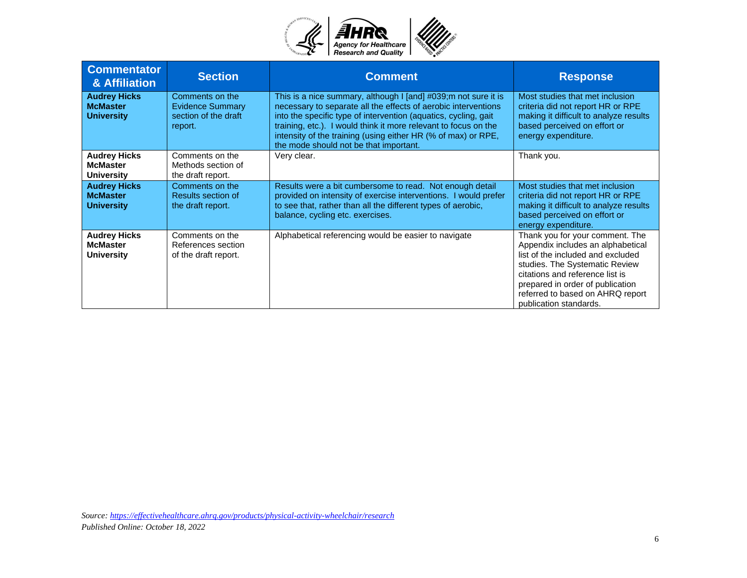| Commentator & Affiliation | Section | Comment | Response |
|---|---|---|---|
| **Audrey Hicks McMaster University** | Comments on the Evidence Summary section of the draft report. | This is a nice summary, although I [and] #039;m not sure it is necessary to separate all the effects of aerobic interventions into the specific type of intervention (aquatics, cycling, gait training, etc.). I would think it more relevant to focus on the intensity of the training (using either HR (% of max) or RPE, the mode should not be that important. | Most studies that met inclusion criteria did not report HR or RPE making it difficult to analyze results based perceived on effort or energy expenditure. |
| **Audrey Hicks McMaster University** | Comments on the Methods section of the draft report. | Very clear. | Thank you. |
| **Audrey Hicks McMaster University** | Comments on the Results section of the draft report. | Results were a bit cumbersome to read. Not enough detail provided on intensity of exercise interventions. I would prefer to see that, rather than all the different types of aerobic, balance, cycling etc. exercises. | Most studies that met inclusion criteria did not report HR or RPE making it difficult to analyze results based perceived on effort or energy expenditure. |
| **Audrey Hicks McMaster University** | Comments on the References section of the draft report. | Alphabetical referencing would be easier to navigate | Thank you for your comment. The Appendix includes an alphabetical list of the included and excluded studies. The Systematic Review citations and reference list is prepared in order of publication referred to based on AHRQ report publication standards. |

*Source: https://effectivehealthcare.ahrq.gov/products/physical-activity-wheelchair/research*
*Published Online: October 18, 2022*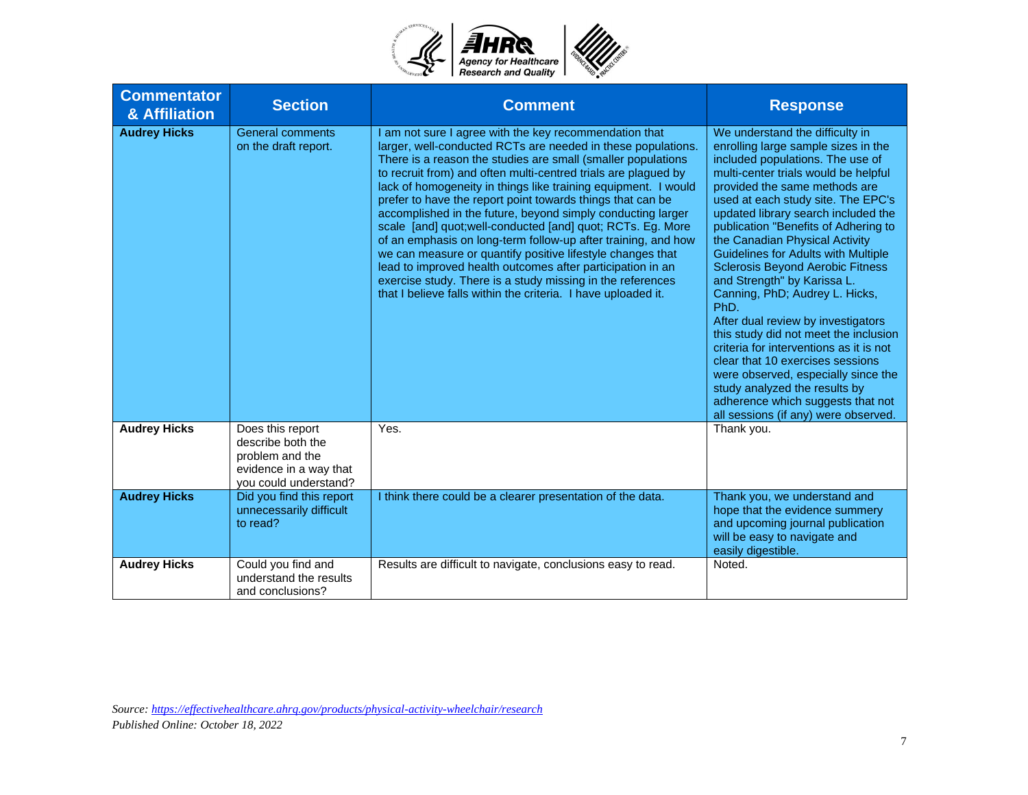| Commentator & Affiliation | Section | Comment | Response |
|---|---|---|---|
| **Audrey Hicks** | General comments on the draft report. | I am not sure I agree with the key recommendation that larger, well-conducted RCTs are needed in these populations. There is a reason the studies are small (smaller populations to recruit from) and often multi-centred trials are plagued by lack of homogeneity in things like training equipment. I would prefer to have the report point towards things that can be accomplished in the future, beyond simply conducting larger scale [and] quot;well-conducted [and] quot; RCTs. Eg. More of an emphasis on long-term follow-up after training, and how we can measure or quantify positive lifestyle changes that lead to improved health outcomes after participation in an exercise study. There is a study missing in the references that I believe falls within the criteria. I have uploaded it. | We understand the difficulty in enrolling large sample sizes in the included populations. The use of multi-center trials would be helpful provided the same methods are used at each study site. The EPC's updated library search included the publication "Benefits of Adhering to the Canadian Physical Activity Guidelines for Adults with Multiple Sclerosis Beyond Aerobic Fitness and Strength" by Karissa L. Canning, PhD; Audrey L. Hicks, PhD. After dual review by investigators this study did not meet the inclusion criteria for interventions as it is not clear that 10 exercises sessions were observed, especially since the study analyzed the results by adherence which suggests that not all sessions (if any) were observed. |
| **Audrey Hicks** | Does this report describe both the problem and the evidence in a way that you could understand? | Yes. | Thank you. |
| **Audrey Hicks** | Did you find this report unnecessarily difficult to read? | I think there could be a clearer presentation of the data. | Thank you, we understand and hope that the evidence summery and upcoming journal publication will be easy to navigate and easily digestible. |
| **Audrey Hicks** | Could you find and understand the results and conclusions? | Results are difficult to navigate, conclusions easy to read. | Noted. |

*Source: https://effectivehealthcare.ahrq.gov/products/physical-activity-wheelchair/research*
*Published Online: October 18, 2022*